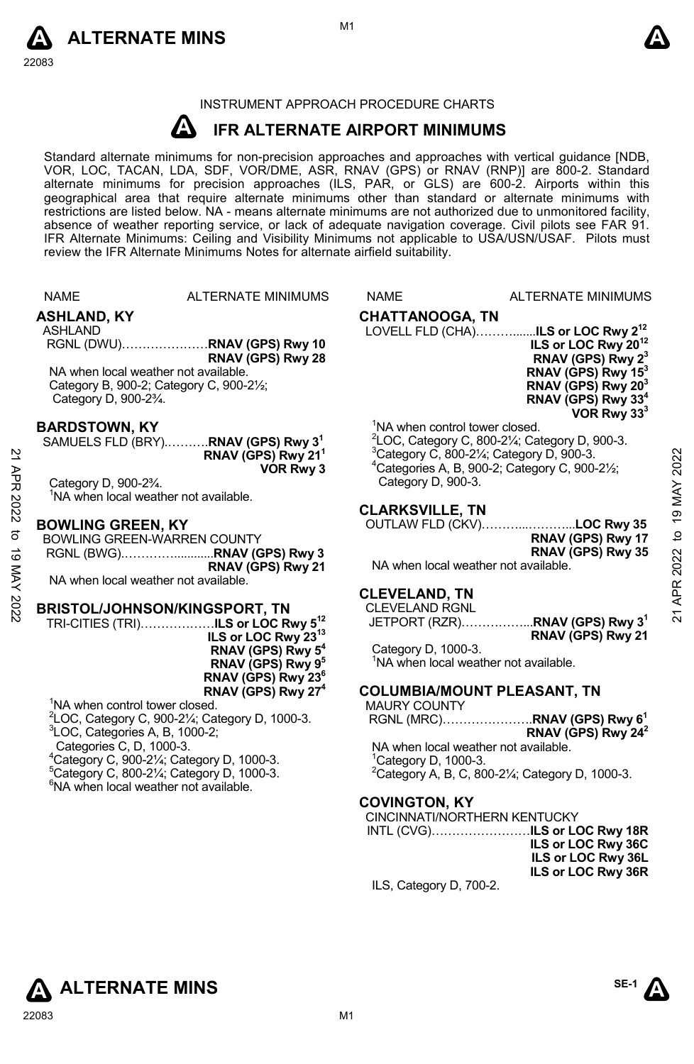INSTRUMENT APPROACH PROCEDURE CHARTS

# IFR ALTERNATE AIRPORT MINIMUMS

Standard alternate minimums for non-precision approaches and approaches with vertical guidance [NDB, VOR, LOC, TACAN, LDA, SDF, VOR/DME, ASR, RNAV (GPS) or RNAV (RNP)] are 800-2. Standard alternate minimums for precision approaches (ILS, PAR, or GLS) are 600-2. Airports within this geographical area that require alternate minimums other than standard or alternate minimums with restrictions are listed below. NA - means alternate minimums are not authorized due to unmonitored facility, absence of weather reporting service, or lack of adequate navigation coverage. Civil pilots see FAR 91. IFR Alternate Minimums: Ceiling and Visibility Minimums not applicable to USA/USN/USAF. Pilots must review the IFR Alternate Minimums Notes for alternate airfield suitability.

NAME — ALTERNATE MINIMUMS

## ASHLAND, KY

ASHLAND RGNL (DWU)…………………**RNAV (GPS) Rwy 10**
**RNAV (GPS) Rwy 28**

NA when local weather not available.
Category B, 900-2; Category C, 900-2½; Category D, 900-2¾.

## BARDSTOWN, KY

SAMUELS FLD (BRY)………..**RNAV (GPS) Rwy 3**[1]
**RNAV (GPS) Rwy 21**[1]
**VOR Rwy 3**

Category D, 900-2¾.
[1]NA when local weather not available.

## BOWLING GREEN, KY

BOWLING GREEN-WARREN COUNTY RGNL (BWG)…………...........**RNAV (GPS) Rwy 3**
**RNAV (GPS) Rwy 21**

NA when local weather not available.

## BRISTOL/JOHNSON/KINGSPORT, TN

TRI-CITIES (TRI)……………….**ILS or LOC Rwy 5**[12]
**ILS or LOC Rwy 23**[13]
**RNAV (GPS) Rwy 5**[4]
**RNAV (GPS) Rwy 9**[5]
**RNAV (GPS) Rwy 23**[6]
**RNAV (GPS) Rwy 27**[4]

[1]NA when control tower closed.
[2]LOC, Category C, 900-2¼; Category D, 1000-3.
[3]LOC, Categories A, B, 1000-2; Categories C, D, 1000-3.
[4]Category C, 900-2¼; Category D, 1000-3.
[5]Category C, 800-2¼; Category D, 1000-3.
[6]NA when local weather not available.

## CHATTANOOGA, TN

LOVELL FLD (CHA)……….......**ILS or LOC Rwy 2**[12]
**ILS or LOC Rwy 20**[12]
**RNAV (GPS) Rwy 2**[3]
**RNAV (GPS) Rwy 15**[3]
**RNAV (GPS) Rwy 20**[3]
**RNAV (GPS) Rwy 33**[4]
**VOR Rwy 33**[3]

[1]NA when control tower closed.
[2]LOC, Category C, 800-2¼; Category D, 900-3.
[3]Category C, 800-2¼; Category D, 900-3.
[4]Categories A, B, 900-2; Category C, 900-2½; Category D, 900-3.

## CLARKSVILLE, TN

OUTLAW FLD (CKV)………...………...**LOC Rwy 35**
**RNAV (GPS) Rwy 17**
**RNAV (GPS) Rwy 35**

NA when local weather not available.

## CLEVELAND, TN

CLEVELAND RGNL JETPORT (RZR)……….……...**RNAV (GPS) Rwy 3**[1]
**RNAV (GPS) Rwy 21**

Category D, 1000-3.
[1]NA when local weather not available.

## COLUMBIA/MOUNT PLEASANT, TN

MAURY COUNTY RGNL (MRC)………………….**RNAV (GPS) Rwy 6**[1]
**RNAV (GPS) Rwy 24**[2]

NA when local weather not available.
[1]Category D, 1000-3.
[2]Category A, B, C, 800-2¼; Category D, 1000-3.

## COVINGTON, KY

CINCINNATI/NORTHERN KENTUCKY INTL (CVG)……………………**ILS or LOC Rwy 18R**
**ILS or LOC Rwy 36C**
**ILS or LOC Rwy 36L**
**ILS or LOC Rwy 36R**

ILS, Category D, 700-2.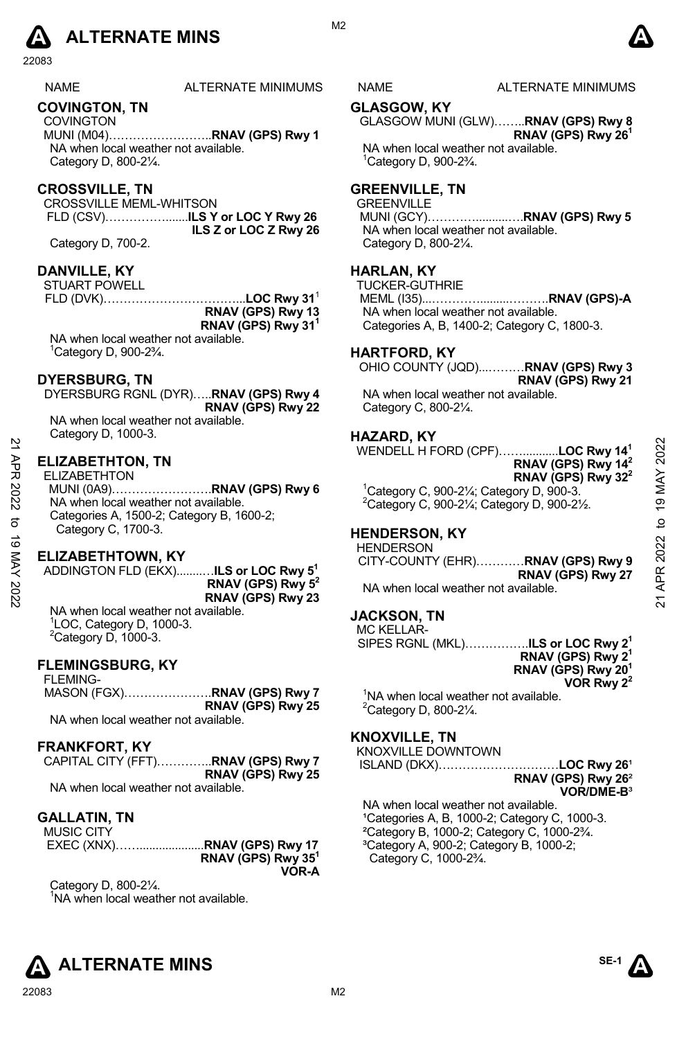# ALTERNATE MINS

| NAME | ALTERNATE MINIMUMS |
|---|---|

## COVINGTON, TN

COVINGTON MUNI (M04)……………………..**RNAV (GPS) Rwy 1**

NA when local weather not available.
Category D, 800-2¼.

## CROSSVILLE, TN

CROSSVILLE MEML-WHITSON FLD (CSV)……………......**ILS Y or LOC Y Rwy 26**
**ILS Z or LOC Z Rwy 26**

Category D, 700-2.

## DANVILLE, KY

STUART POWELL FLD (DVK)……………………………...**LOC Rwy 31**[1]
**RNAV (GPS) Rwy 13**
**RNAV (GPS) Rwy 31**[1]

NA when local weather not available.
[1]Category D, 900-2¾.

## DYERSBURG, TN

DYERSBURG RGNL (DYR)…..**RNAV (GPS) Rwy 4**
**RNAV (GPS) Rwy 22**

NA when local weather not available.
Category D, 1000-3.

## ELIZABETHTON, TN

ELIZABETHTON MUNI (0A9)…………………….**RNAV (GPS) Rwy 6**

NA when local weather not available.
Categories A, 1500-2; Category B, 1600-2; Category C, 1700-3.

## ELIZABETHTOWN, KY

ADDINGTON FLD (EKX).........…**ILS or LOC Rwy 5**[1]
**RNAV (GPS) Rwy 5**[2]
**RNAV (GPS) Rwy 23**

NA when local weather not available.
[1]LOC, Category D, 1000-3.
[2]Category D, 1000-3.

## FLEMINGSBURG, KY

FLEMING-MASON (FGX)………………….**RNAV (GPS) Rwy 7**
**RNAV (GPS) Rwy 25**

NA when local weather not available.

## FRANKFORT, KY

CAPITAL CITY (FFT)…………..**RNAV (GPS) Rwy 7**
**RNAV (GPS) Rwy 25**

NA when local weather not available.

## GALLATIN, TN

MUSIC CITY EXEC (XNX)…….....................**RNAV (GPS) Rwy 17**
**RNAV (GPS) Rwy 35**[1]
**VOR-A**

Category D, 800-2¼.
[1]NA when local weather not available.

## GLASGOW, KY

GLASGOW MUNI (GLW)……..**RNAV (GPS) Rwy 8**
**RNAV (GPS) Rwy 26**[1]

NA when local weather not available.
[1]Category D, 900-2¾.

## GREENVILLE, TN

GREENVILLE MUNI (GCY)………….........….**RNAV (GPS) Rwy 5**

NA when local weather not available.
Category D, 800-2¼.

## HARLAN, KY

TUCKER-GUTHRIE MEML (I35)...…………..........……….**RNAV (GPS)-A**

NA when local weather not available.
Categories A, B, 1400-2; Category C, 1800-3.

## HARTFORD, KY

OHIO COUNTY (JQD)...………**RNAV (GPS) Rwy 3**
**RNAV (GPS) Rwy 21**

NA when local weather not available.
Category C, 800-2¼.

## HAZARD, KY

WENDELL H FORD (CPF)……..........**LOC Rwy 14**[1]
**RNAV (GPS) Rwy 14**[2]
**RNAV (GPS) Rwy 32**[2]

[1]Category C, 900-2¼; Category D, 900-3.
[2]Category C, 900-2¼; Category D, 900-2½.

## HENDERSON, KY

HENDERSON CITY-COUNTY (EHR)…………**RNAV (GPS) Rwy 9**
**RNAV (GPS) Rwy 27**

NA when local weather not available.

## JACKSON, TN

MC KELLAR-SIPES RGNL (MKL)…………….**ILS or LOC Rwy 2**[1]
**RNAV (GPS) Rwy 2**[1]
**RNAV (GPS) Rwy 20**[1]
**VOR Rwy 2**[2]

[1]NA when local weather not available.
[2]Category D, 800-2¼.

## KNOXVILLE, TN

KNOXVILLE DOWNTOWN ISLAND (DKX)…………………………**LOC Rwy 26**[1]
**RNAV (GPS) Rwy 26**[2]
**VOR/DME-B**[3]

NA when local weather not available.
[1]Categories A, B, 1000-2; Category C, 1000-3.
[2]Category B, 1000-2; Category C, 1000-2¾.
[3]Category A, 900-2; Category B, 1000-2; Category C, 1000-2¾.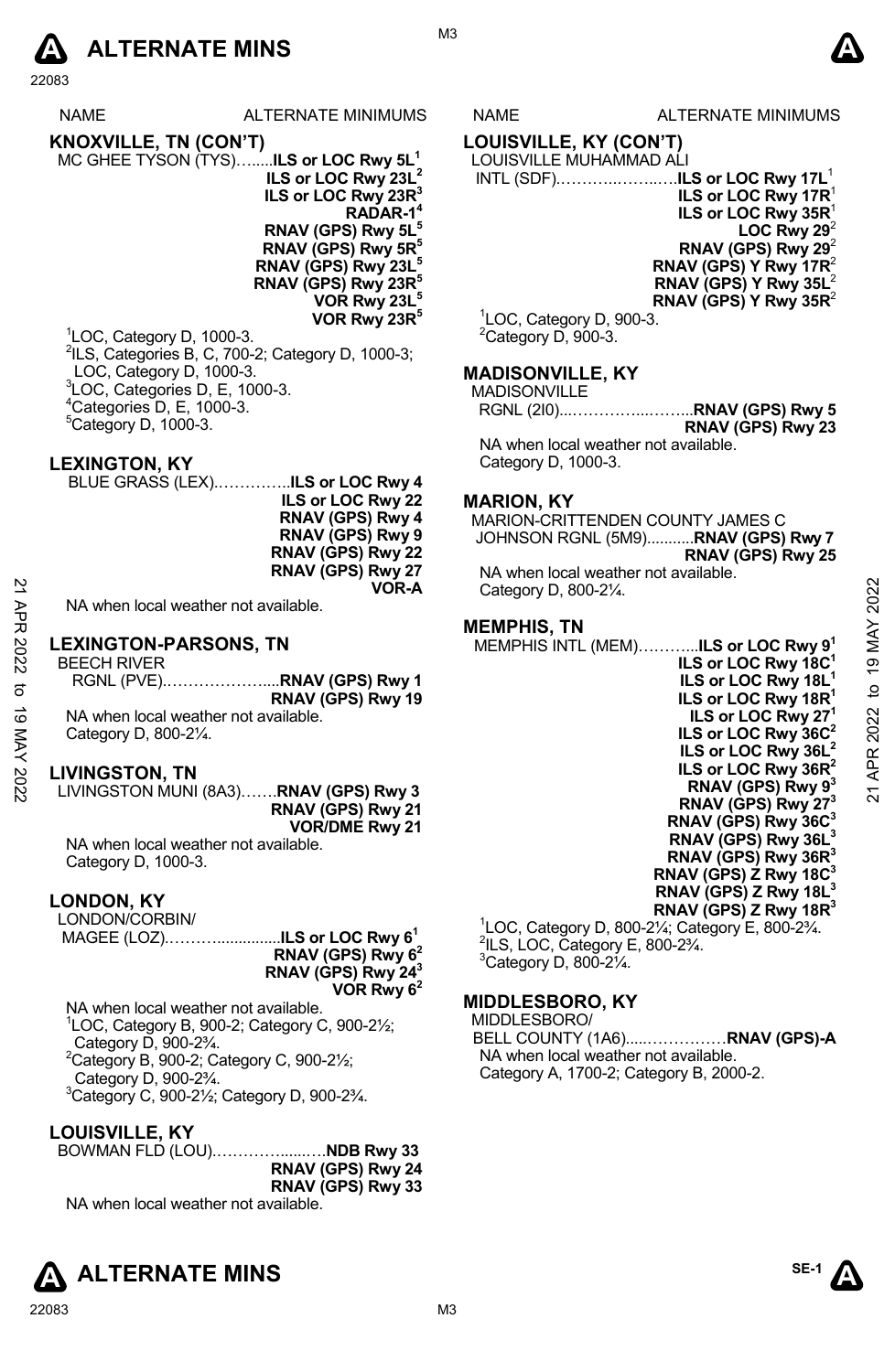| NAME | ALTERNATE MINIMUMS |
|---|---|

## KNOXVILLE, TN (CON'T)

MC GHEE TYSON (TYS)........**ILS or LOC Rwy 5L**[1]
**ILS or LOC Rwy 23L**[2]
**ILS or LOC Rwy 23R**[3]
**RADAR-1**[4]
**RNAV (GPS) Rwy 5L**[5]
**RNAV (GPS) Rwy 5R**[5]
**RNAV (GPS) Rwy 23L**[5]
**RNAV (GPS) Rwy 23R**[5]
**VOR Rwy 23L**[5]
**VOR Rwy 23R**[5]

[1]LOC, Category D, 1000-3.
[2]ILS, Categories B, C, 700-2; Category D, 1000-3; LOC, Category D, 1000-3.
[3]LOC, Categories D, E, 1000-3.
[4]Categories D, E, 1000-3.
[5]Category D, 1000-3.

## LEXINGTON, KY

BLUE GRASS (LEX)...............**ILS or LOC Rwy 4**
**ILS or LOC Rwy 22**
**RNAV (GPS) Rwy 4**
**RNAV (GPS) Rwy 9**
**RNAV (GPS) Rwy 22**
**RNAV (GPS) Rwy 27**
**VOR-A**

NA when local weather not available.

## LEXINGTON-PARSONS, TN

BEECH RIVER
RGNL (PVE)......................**RNAV (GPS) Rwy 1**
**RNAV (GPS) Rwy 19**

NA when local weather not available.
Category D, 800-2¼.

## LIVINGSTON, TN

LIVINGSTON MUNI (8A3).......**RNAV (GPS) Rwy 3**
**RNAV (GPS) Rwy 21**
**VOR/DME Rwy 21**

NA when local weather not available.
Category D, 1000-3.

## LONDON, KY

LONDON/CORBIN/
MAGEE (LOZ)..........................**ILS or LOC Rwy 6**[1]
**RNAV (GPS) Rwy 6**[2]
**RNAV (GPS) Rwy 24**[3]
**VOR Rwy 6**[2]

NA when local weather not available.
[1]LOC, Category B, 900-2; Category C, 900-2½; Category D, 900-2¾.
[2]Category B, 900-2; Category C, 900-2½; Category D, 900-2¾.
[3]Category C, 900-2½; Category D, 900-2¾.

## LOUISVILLE, KY

BOWMAN FLD (LOU)......................**NDB Rwy 33**
**RNAV (GPS) Rwy 24**
**RNAV (GPS) Rwy 33**

NA when local weather not available.

## LOUISVILLE, KY (CON'T)

LOUISVILLE MUHAMMAD ALI
INTL (SDF)..........................**ILS or LOC Rwy 17L**[1]
**ILS or LOC Rwy 17R**[1]
**ILS or LOC Rwy 35R**[1]
**LOC Rwy 29**[2]
**RNAV (GPS) Rwy 29**[2]
**RNAV (GPS) Y Rwy 17R**[2]
**RNAV (GPS) Y Rwy 35L**[2]
**RNAV (GPS) Y Rwy 35R**[2]

[1]LOC, Category D, 900-3.
[2]Category D, 900-3.

## MADISONVILLE, KY

MADISONVILLE
RGNL (2I0).............................**RNAV (GPS) Rwy 5**
**RNAV (GPS) Rwy 23**

NA when local weather not available.
Category D, 1000-3.

## MARION, KY

MARION-CRITTENDEN COUNTY JAMES C
JOHNSON RGNL (5M9)...........**RNAV (GPS) Rwy 7**
**RNAV (GPS) Rwy 25**

NA when local weather not available.
Category D, 800-2¼.

## MEMPHIS, TN

MEMPHIS INTL (MEM)............**ILS or LOC Rwy 9**[1]
**ILS or LOC Rwy 18C**[1]
**ILS or LOC Rwy 18L**[1]
**ILS or LOC Rwy 18R**[1]
**ILS or LOC Rwy 27**[1]
**ILS or LOC Rwy 36C**[2]
**ILS or LOC Rwy 36L**[2]
**ILS or LOC Rwy 36R**[2]
**RNAV (GPS) Rwy 9**[3]
**RNAV (GPS) Rwy 27**[3]
**RNAV (GPS) Rwy 36C**[3]
**RNAV (GPS) Rwy 36L**[3]
**RNAV (GPS) Rwy 36R**[3]
**RNAV (GPS) Z Rwy 18C**[3]
**RNAV (GPS) Z Rwy 18L**[3]
**RNAV (GPS) Z Rwy 18R**[3]

[1]LOC, Category D, 800-2¼; Category E, 800-2¾.
[2]ILS, LOC, Category E, 800-2¾.
[3]Category D, 800-2¼.

## MIDDLESBORO, KY

MIDDLESBORO/
BELL COUNTY (1A6).....................**RNAV (GPS)-A**

NA when local weather not available.
Category A, 1700-2; Category B, 2000-2.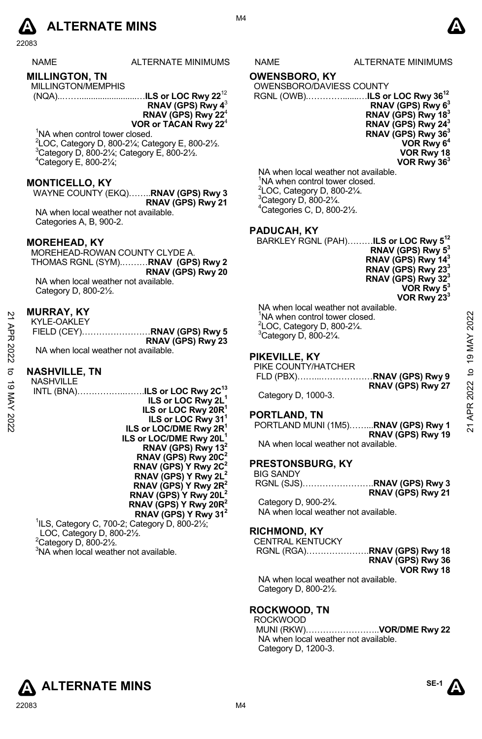# ALTERNATE MINS

| NAME | ALTERNATE MINIMUMS |
|---|---|

## MILLINGTON, TN

MILLINGTON/MEMPHIS
(NQA)............................ **ILS or LOC Rwy 22**[1,2]
**RNAV (GPS) Rwy 4**[3]
**RNAV (GPS) Rwy 22**[4]
**VOR or TACAN Rwy 22**[4]

[1]NA when control tower closed.
[2]LOC, Category D, 800-2¼; Category E, 800-2½.
[3]Category D, 800-2¼; Category E, 800-2½.
[4]Category E, 800-2¼;

## MONTICELLO, KY

WAYNE COUNTY (EKQ)........**RNAV (GPS) Rwy 3**
**RNAV (GPS) Rwy 21**

NA when local weather not available.
Categories A, B, 900-2.

## MOREHEAD, KY

MOREHEAD-ROWAN COUNTY CLYDE A.
THOMAS RGNL (SYM)..........**RNAV (GPS) Rwy 2**
**RNAV (GPS) Rwy 20**

NA when local weather not available.
Category D, 800-2½.

## MURRAY, KY

KYLE-OAKLEY
FIELD (CEY)........................**RNAV (GPS) Rwy 5**
**RNAV (GPS) Rwy 23**

NA when local weather not available.

## NASHVILLE, TN

NASHVILLE
INTL (BNA).........................**ILS or LOC Rwy 2C**[1,3]
**ILS or LOC Rwy 2L**[1]
**ILS or LOC Rwy 20R**[1]
**ILS or LOC Rwy 31**[1]
**ILS or LOC/DME Rwy 2R**[1]
**ILS or LOC/DME Rwy 20L**[1]
**RNAV (GPS) Rwy 13**[2]
**RNAV (GPS) Rwy 20C**[2]
**RNAV (GPS) Y Rwy 2C**[2]
**RNAV (GPS) Y Rwy 2L**[2]
**RNAV (GPS) Y Rwy 2R**[2]
**RNAV (GPS) Y Rwy 20L**[2]
**RNAV (GPS) Y Rwy 20R**[2]
**RNAV (GPS) Y Rwy 31**[2]

[1]ILS, Category C, 700-2; Category D, 800-2½;
LOC, Category D, 800-2½.
[2]Category D, 800-2½.
[3]NA when local weather not available.

## OWENSBORO, KY

OWENSBORO/DAVIESS COUNTY
RGNL (OWB).....................**ILS or LOC Rwy 36**[1,2]
**RNAV (GPS) Rwy 6**[3]
**RNAV (GPS) Rwy 18**[3]
**RNAV (GPS) Rwy 24**[3]
**RNAV (GPS) Rwy 36**[3]
**VOR Rwy 6**[4]
**VOR Rwy 18**
**VOR Rwy 36**[3]

NA when local weather not available.
[1]NA when control tower closed.
[2]LOC, Category D, 800-2¼.
[3]Category D, 800-2¼.
[4]Categories C, D, 800-2½.

## PADUCAH, KY

BARKLEY RGNL (PAH).........**ILS or LOC Rwy 5**[1,2]
**RNAV (GPS) Rwy 5**[3]
**RNAV (GPS) Rwy 14**[3]
**RNAV (GPS) Rwy 23**[3]
**RNAV (GPS) Rwy 32**[3]
**VOR Rwy 5**[3]
**VOR Rwy 23**[3]

NA when local weather not available.
[1]NA when control tower closed.
[2]LOC, Category D, 800-2¼.
[3]Category D, 800-2¼.

## PIKEVILLE, KY

PIKE COUNTY/HATCHER
FLD (PBX)..............................**RNAV (GPS) Rwy 9**
**RNAV (GPS) Rwy 27**

Category D, 1000-3.

## PORTLAND, TN

PORTLAND MUNI (1M5).........**RNAV (GPS) Rwy 1**
**RNAV (GPS) Rwy 19**

NA when local weather not available.

## PRESTONSBURG, KY

BIG SANDY
RGNL (SJS)..........................**RNAV (GPS) Rwy 3**
**RNAV (GPS) Rwy 21**

Category D, 900-2¾.
NA when local weather not available.

## RICHMOND, KY

CENTRAL KENTUCKY
RGNL (RGA).......................**RNAV (GPS) Rwy 18**
**RNAV (GPS) Rwy 36**
**VOR Rwy 18**

NA when local weather not available.
Category D, 800-2½.

## ROCKWOOD, TN

ROCKWOOD
MUNI (RKW)..........................**VOR/DME Rwy 22**

NA when local weather not available.
Category D, 1200-3.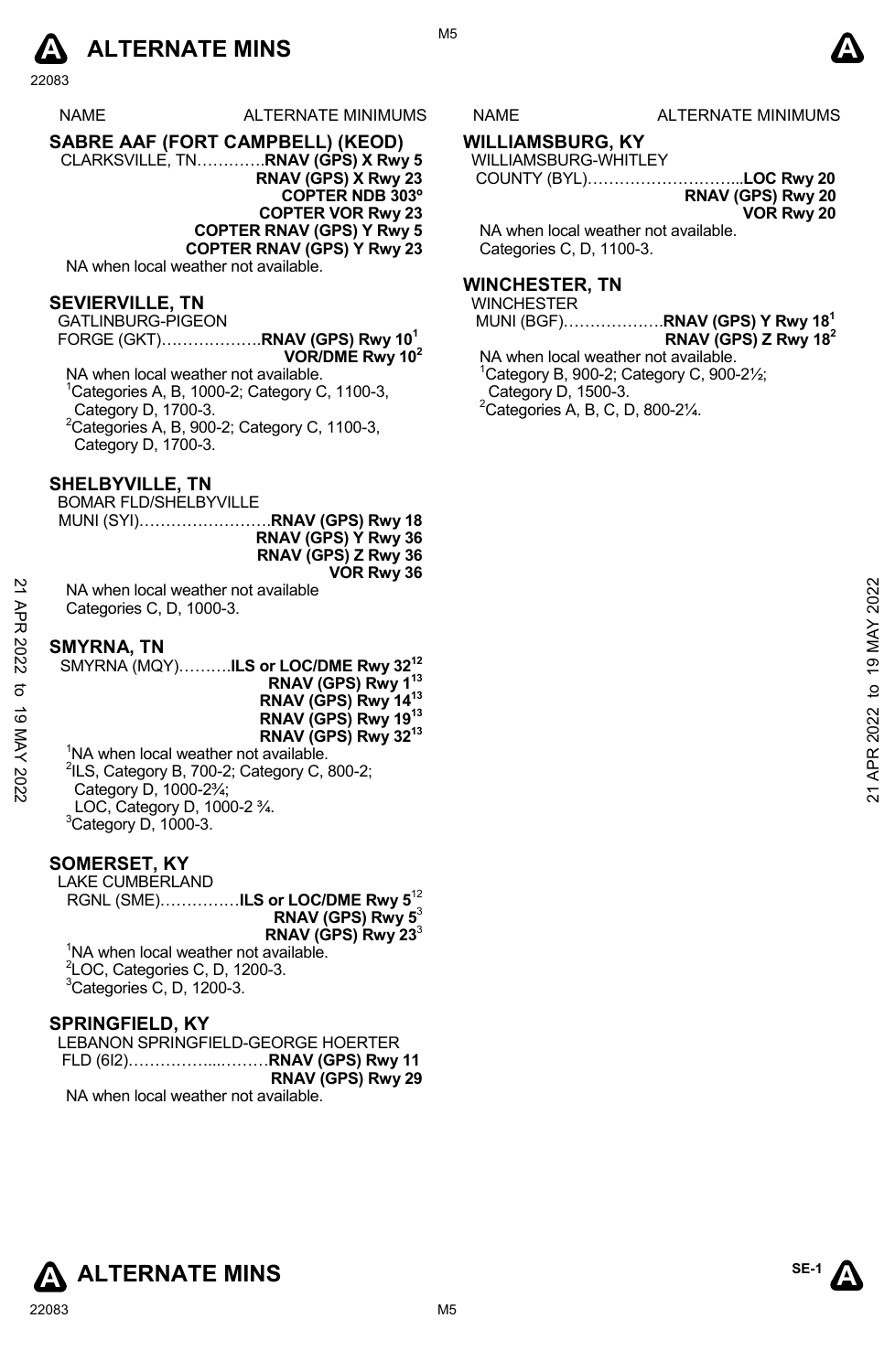NAME ALTERNATE MINIMUMS

**SABRE AAF (FORT CAMPBELL) (KEOD)**
CLARKSVILLE, TN…………**RNAV (GPS) X Rwy 5**
**RNAV (GPS) X Rwy 23**
**COPTER NDB 303º**
**COPTER VOR Rwy 23**
**COPTER RNAV (GPS) Y Rwy 5**
**COPTER RNAV (GPS) Y Rwy 23**
NA when local weather not available.

**SEVIERVILLE, TN**
GATLINBURG-PIGEON
FORGE (GKT)……………….**RNAV (GPS) Rwy 10**[1]
**VOR/DME Rwy 10**[2]
NA when local weather not available.
[1]Categories A, B, 1000-2; Category C, 1100-3, Category D, 1700-3.
[2]Categories A, B, 900-2; Category C, 1100-3, Category D, 1700-3.

**SHELBYVILLE, TN**
BOMAR FLD/SHELBYVILLE
MUNI (SYI)…………………….**RNAV (GPS) Rwy 18**
**RNAV (GPS) Y Rwy 36**
**RNAV (GPS) Z Rwy 36**
**VOR Rwy 36**
NA when local weather not available
Categories C, D, 1000-3.

**SMYRNA, TN**
SMYRNA (MQY)……….**ILS or LOC/DME Rwy 32**[12]
**RNAV (GPS) Rwy 1**[13]
**RNAV (GPS) Rwy 14**[13]
**RNAV (GPS) Rwy 19**[13]
**RNAV (GPS) Rwy 32**[13]
[1]NA when local weather not available.
[2]ILS, Category B, 700-2; Category C, 800-2; Category D, 1000-2¾;
LOC, Category D, 1000-2 ¾.
[3]Category D, 1000-3.

**SOMERSET, KY**
LAKE CUMBERLAND
RGNL (SME)……………**ILS or LOC/DME Rwy 5**[12]
**RNAV (GPS) Rwy 5**[3]
**RNAV (GPS) Rwy 23**[3]
[1]NA when local weather not available.
[2]LOC, Categories C, D, 1200-3.
[3]Categories C, D, 1200-3.

**SPRINGFIELD, KY**
LEBANON SPRINGFIELD-GEORGE HOERTER
FLD (6I2)……………...………**RNAV (GPS) Rwy 11**
**RNAV (GPS) Rwy 29**
NA when local weather not available.

**WILLIAMSBURG, KY**
WILLIAMSBURG-WHITLEY
COUNTY (BYL)………………………...**LOC Rwy 20**
**RNAV (GPS) Rwy 20**
**VOR Rwy 20**
NA when local weather not available.
Categories C, D, 1100-3.

**WINCHESTER, TN**
WINCHESTER
MUNI (BGF)……………….**RNAV (GPS) Y Rwy 18**[1]
**RNAV (GPS) Z Rwy 18**[2]
NA when local weather not available.
[1]Category B, 900-2; Category C, 900-2½; Category D, 1500-3.
[2]Categories A, B, C, D, 800-2¼.